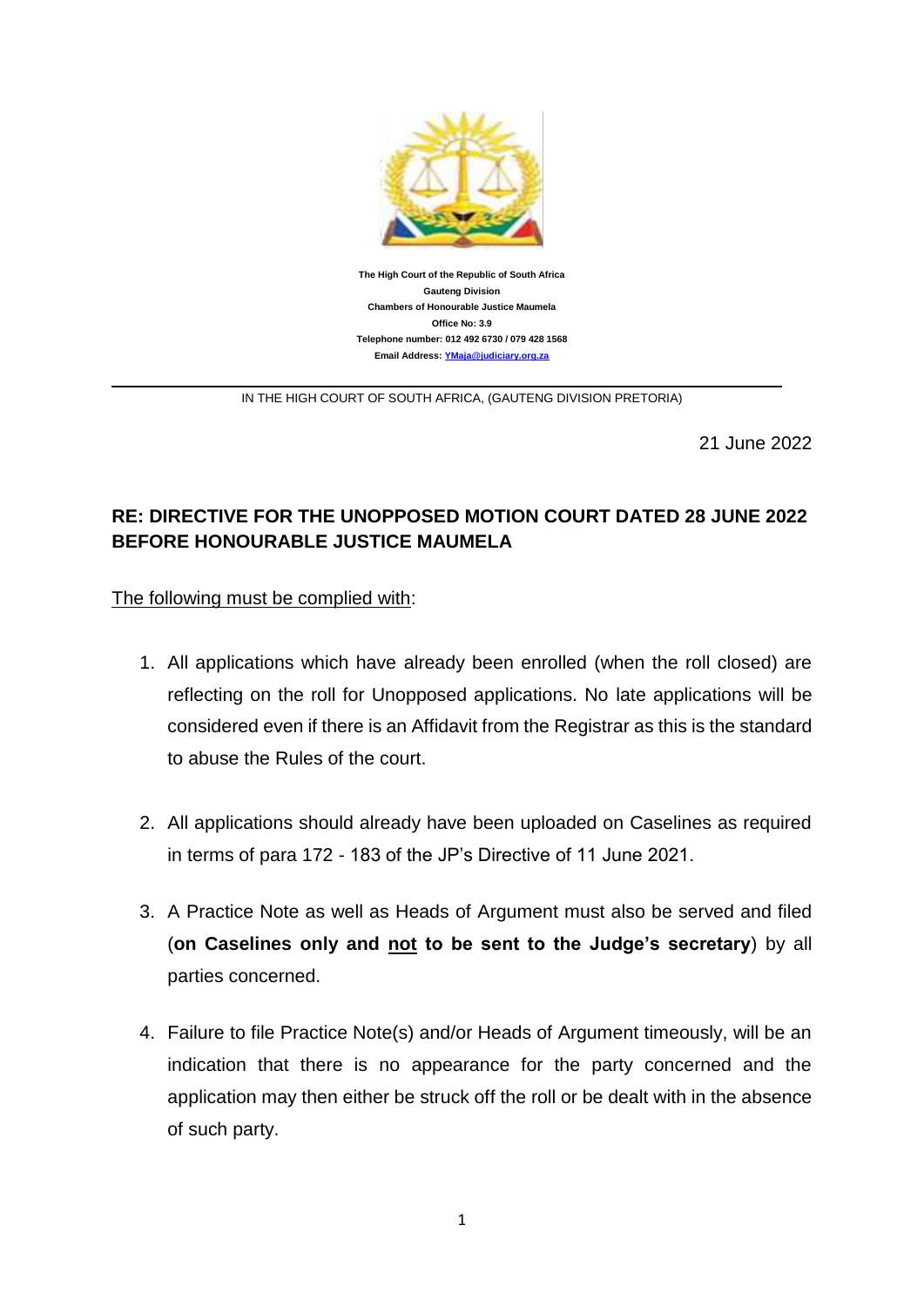**The High Court of the Republic of South Africa**
**Gauteng Division**
**Chambers of Honourable Justice Maumela**
**Office No: 3.9**
**Telephone number: 012 492 6730 / 079 428 1568**
**Email Address: YMaja@judiciary.org.za**

---

IN THE HIGH COURT OF SOUTH AFRICA, (GAUTENG DIVISION PRETORIA)

21 June 2022

**RE: DIRECTIVE FOR THE UNOPPOSED MOTION COURT DATED 28 JUNE 2022 BEFORE HONOURABLE JUSTICE MAUMELA**

<u>The following must be complied with</u>:

1. All applications which have already been enrolled (when the roll closed) are reflecting on the roll for Unopposed applications. No late applications will be considered even if there is an Affidavit from the Registrar as this is the standard to abuse the Rules of the court.

2. All applications should already have been uploaded on Caselines as required in terms of para 172 - 183 of the JP's Directive of 11 June 2021.

3. A Practice Note as well as Heads of Argument must also be served and filed (**on Caselines only and <u>not</u> to be sent to the Judge's secretary**) by all parties concerned.

4. Failure to file Practice Note(s) and/or Heads of Argument timeously, will be an indication that there is no appearance for the party concerned and the application may then either be struck off the roll or be dealt with in the absence of such party.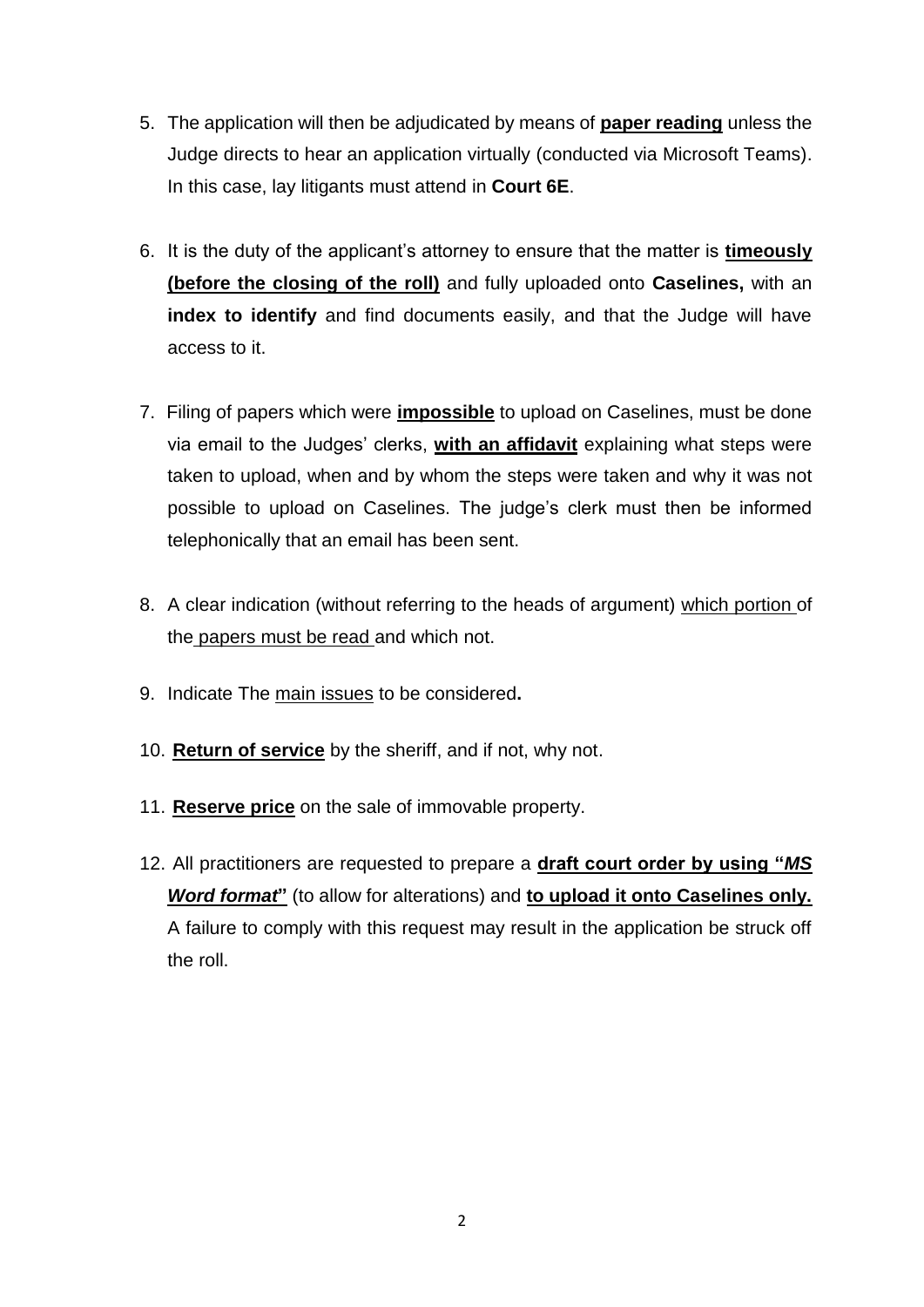5. The application will then be adjudicated by means of **<u>paper reading</u>** unless the Judge directs to hear an application virtually (conducted via Microsoft Teams). In this case, lay litigants must attend in **Court 6E**.

6. It is the duty of the applicant's attorney to ensure that the matter is **<u>timeously (before the closing of the roll)</u>** and fully uploaded onto **Caselines,** with an **index to identify** and find documents easily, and that the Judge will have access to it.

7. Filing of papers which were **<u>impossible</u>** to upload on Caselines, must be done via email to the Judges' clerks, **<u>with an affidavit</u>** explaining what steps were taken to upload, when and by whom the steps were taken and why it was not possible to upload on Caselines. The judge's clerk must then be informed telephonically that an email has been sent.

8. A clear indication (without referring to the heads of argument) <u>which portion</u> of the <u>papers must be read</u> and which not.

9. Indicate The <u>main issues</u> to be considered**.**

10. **<u>Return of service</u>** by the sheriff, and if not, why not.

11. **<u>Reserve price</u>** on the sale of immovable property.

12. All practitioners are requested to prepare a **<u>draft court order by using "*MS Word format*"</u>** (to allow for alterations) and **<u>to upload it onto Caselines only.</u>** A failure to comply with this request may result in the application be struck off the roll.